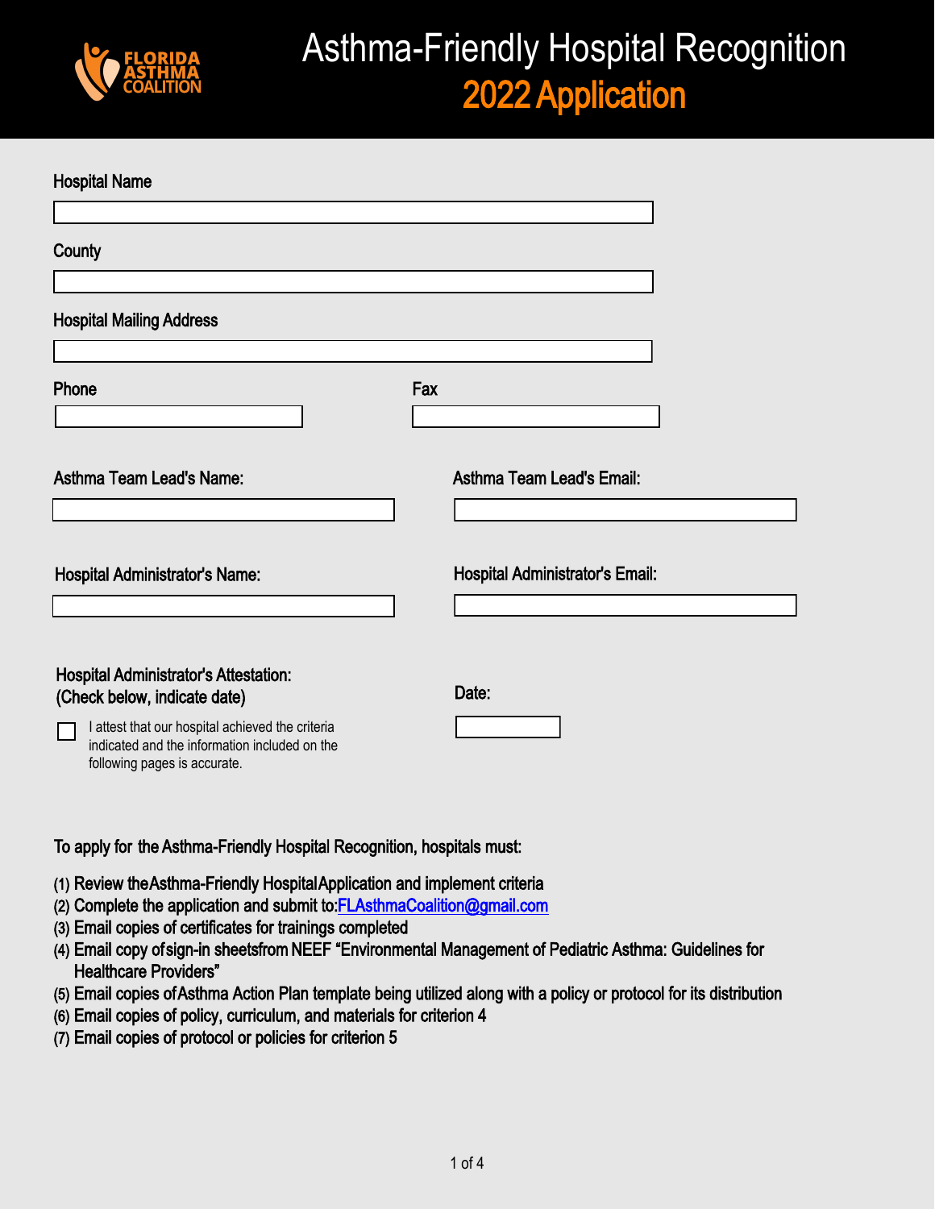FLORIDA ASTHMA COALITION

# Asthma-Friendly Hospital Recognition

## 2022 Application

**Hospital Name**

**County**

**Hospital Mailing Address**

**Phone**

**Fax**

**Asthma Team Lead's Name:**

**Asthma Team Lead's Email:**

**Hospital Administrator's Name:**

**Hospital Administrator's Email:**

**Hospital Administrator's Attestation:**
**(Check below, indicate date)**

- [ ] I attest that our hospital achieved the criteria indicated and the information included on the following pages is accurate.

**Date:**

To apply for the Asthma-Friendly Hospital Recognition, hospitals must:

(1) Review the Asthma-Friendly Hospital Application and implement criteria
(2) Complete the application and submit to: FLAsthmaCoalition@gmail.com
(3) Email copies of certificates for trainings completed
(4) Email copy of sign-in sheets from NEEF "Environmental Management of Pediatric Asthma: Guidelines for Healthcare Providers"
(5) Email copies of Asthma Action Plan template being utilized along with a policy or protocol for its distribution
(6) Email copies of policy, curriculum, and materials for criterion 4
(7) Email copies of protocol or policies for criterion 5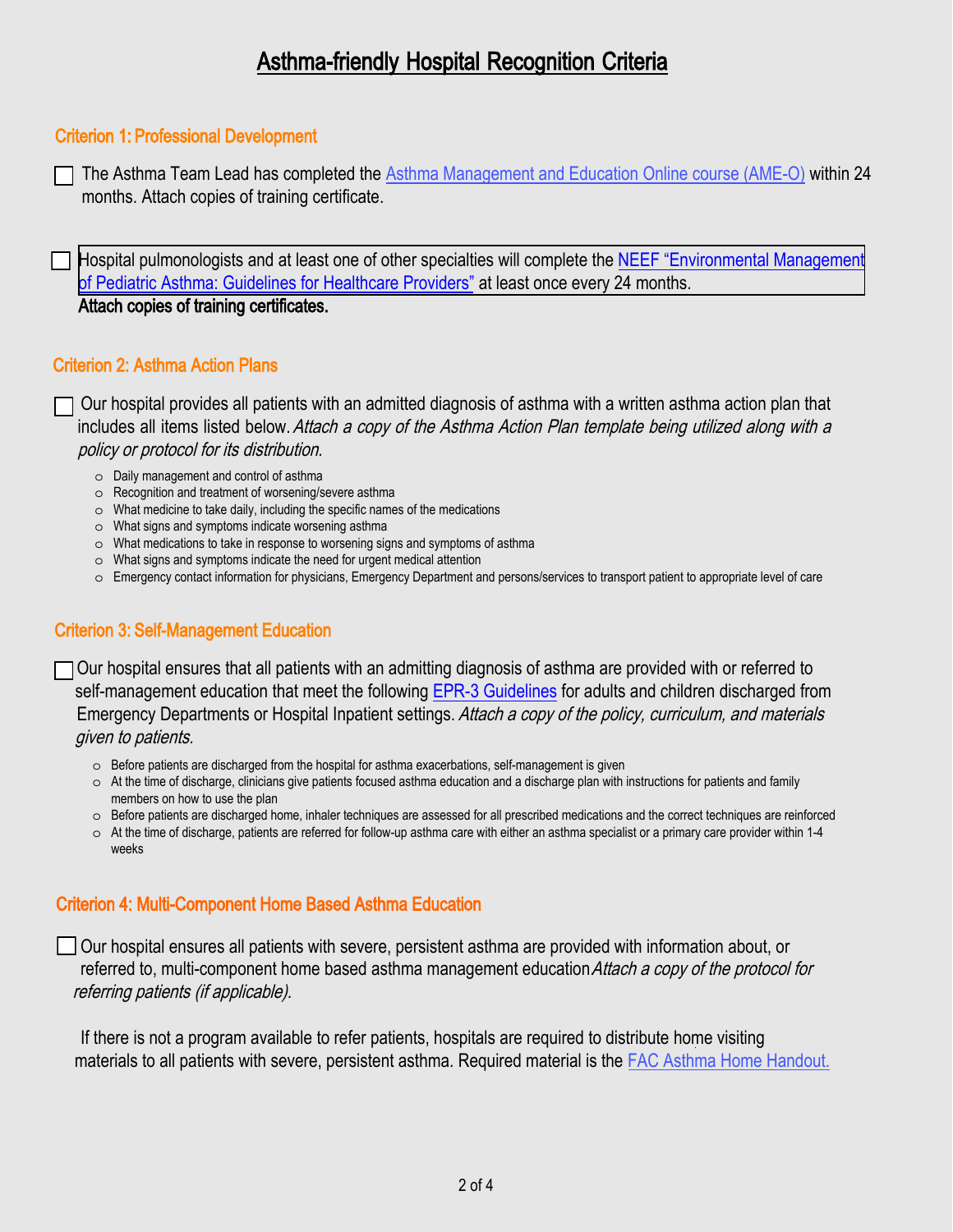# Asthma-friendly Hospital Recognition Criteria

## Criterion 1: Professional Development

- [ ] The Asthma Team Lead has completed the Asthma Management and Education Online course (AME-O) within 24 months. Attach copies of training certificate.

- [ ] Hospital pulmonologists and at least one of other specialties will complete the NEEF "Environmental Management of Pediatric Asthma: Guidelines for Healthcare Providers" at least once every 24 months. **Attach copies of training certificates.**

## Criterion 2: Asthma Action Plans

- [ ] Our hospital provides all patients with an admitted diagnosis of asthma with a written asthma action plan that includes all items listed below. *Attach a copy of the Asthma Action Plan template being utilized along with a policy or protocol for its distribution.*
  - Daily management and control of asthma
  - Recognition and treatment of worsening/severe asthma
  - What medicine to take daily, including the specific names of the medications
  - What signs and symptoms indicate worsening asthma
  - What medications to take in response to worsening signs and symptoms of asthma
  - What signs and symptoms indicate the need for urgent medical attention
  - Emergency contact information for physicians, Emergency Department and persons/services to transport patient to appropriate level of care

## Criterion 3: Self-Management Education

- [ ] Our hospital ensures that all patients with an admitting diagnosis of asthma are provided with or referred to self-management education that meet the following EPR-3 Guidelines for adults and children discharged from Emergency Departments or Hospital Inpatient settings. *Attach a copy of the policy, curriculum, and materials given to patients.*
  - Before patients are discharged from the hospital for asthma exacerbations, self-management is given
  - At the time of discharge, clinicians give patients focused asthma education and a discharge plan with instructions for patients and family members on how to use the plan
  - Before patients are discharged home, inhaler techniques are assessed for all prescribed medications and the correct techniques are reinforced
  - At the time of discharge, patients are referred for follow-up asthma care with either an asthma specialist or a primary care provider within 1-4 weeks

## Criterion 4: Multi-Component Home Based Asthma Education

- [ ] Our hospital ensures all patients with severe, persistent asthma are provided with information about, or referred to, multi-component home based asthma management education *Attach a copy of the protocol for referring patients (if applicable).*

If there is not a program available to refer patients, hospitals are required to distribute home visiting materials to all patients with severe, persistent asthma. Required material is the FAC Asthma Home Handout.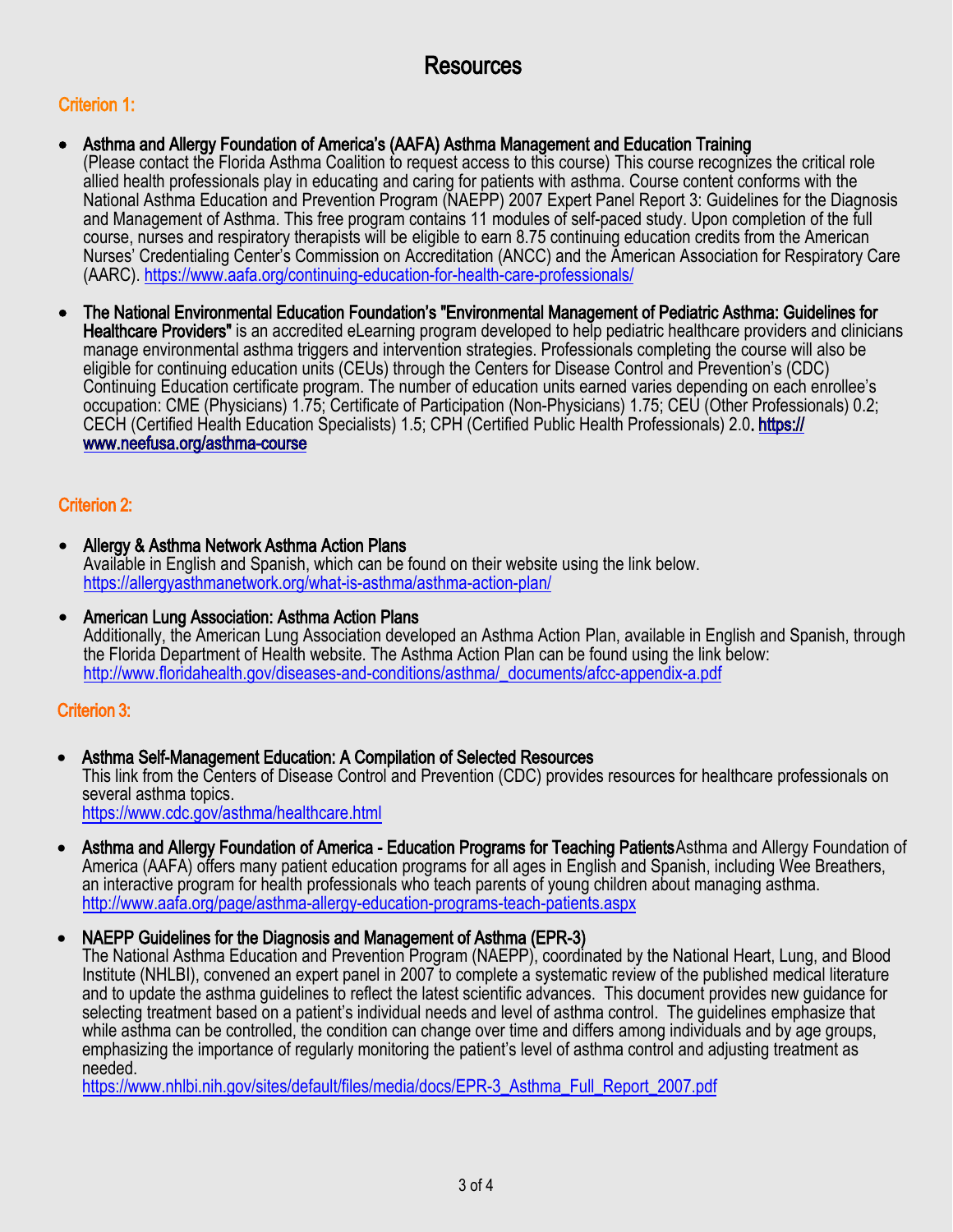# Resources

## Criterion 1:

- **Asthma and Allergy Foundation of America's (AAFA) Asthma Management and Education Training**
  (Please contact the Florida Asthma Coalition to request access to this course) This course recognizes the critical role allied health professionals play in educating and caring for patients with asthma. Course content conforms with the National Asthma Education and Prevention Program (NAEPP) 2007 Expert Panel Report 3: Guidelines for the Diagnosis and Management of Asthma. This free program contains 11 modules of self-paced study. Upon completion of the full course, nurses and respiratory therapists will be eligible to earn 8.75 continuing education credits from the American Nurses' Credentialing Center's Commission on Accreditation (ANCC) and the American Association for Respiratory Care (AARC). https://www.aafa.org/continuing-education-for-health-care-professionals/

- **The National Environmental Education Foundation's "Environmental Management of Pediatric Asthma: Guidelines for Healthcare Providers"** is an accredited eLearning program developed to help pediatric healthcare providers and clinicians manage environmental asthma triggers and intervention strategies. Professionals completing the course will also be eligible for continuing education units (CEUs) through the Centers for Disease Control and Prevention's (CDC) Continuing Education certificate program. The number of education units earned varies depending on each enrollee's occupation: CME (Physicians) 1.75; Certificate of Participation (Non-Physicians) 1.75; CEU (Other Professionals) 0.2; CECH (Certified Health Education Specialists) 1.5; CPH (Certified Public Health Professionals) 2.0. https://www.neefusa.org/asthma-course

## Criterion 2:

- **Allergy & Asthma Network Asthma Action Plans**
  Available in English and Spanish, which can be found on their website using the link below.
  https://allergyasthmanetwork.org/what-is-asthma/asthma-action-plan/

- **American Lung Association: Asthma Action Plans**
  Additionally, the American Lung Association developed an Asthma Action Plan, available in English and Spanish, through the Florida Department of Health website. The Asthma Action Plan can be found using the link below:
  http://www.floridahealth.gov/diseases-and-conditions/asthma/_documents/afcc-appendix-a.pdf

## Criterion 3:

- **Asthma Self-Management Education: A Compilation of Selected Resources**
  This link from the Centers of Disease Control and Prevention (CDC) provides resources for healthcare professionals on several asthma topics.
  https://www.cdc.gov/asthma/healthcare.html

- **Asthma and Allergy Foundation of America - Education Programs for Teaching Patients** Asthma and Allergy Foundation of America (AAFA) offers many patient education programs for all ages in English and Spanish, including Wee Breathers, an interactive program for health professionals who teach parents of young children about managing asthma.
  http://www.aafa.org/page/asthma-allergy-education-programs-teach-patients.aspx

- **NAEPP Guidelines for the Diagnosis and Management of Asthma (EPR-3)**
  The National Asthma Education and Prevention Program (NAEPP), coordinated by the National Heart, Lung, and Blood Institute (NHLBI), convened an expert panel in 2007 to complete a systematic review of the published medical literature and to update the asthma guidelines to reflect the latest scientific advances. This document provides new guidance for selecting treatment based on a patient's individual needs and level of asthma control. The guidelines emphasize that while asthma can be controlled, the condition can change over time and differs among individuals and by age groups, emphasizing the importance of regularly monitoring the patient's level of asthma control and adjusting treatment as needed.
  https://www.nhlbi.nih.gov/sites/default/files/media/docs/EPR-3_Asthma_Full_Report_2007.pdf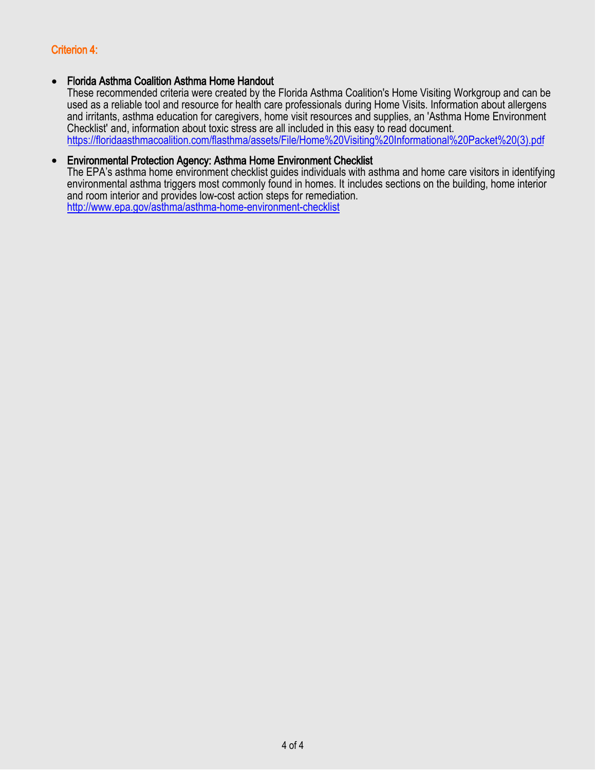### Criterion 4:

- **Florida Asthma Coalition Asthma Home Handout**
  These recommended criteria were created by the Florida Asthma Coalition's Home Visiting Workgroup and can be used as a reliable tool and resource for health care professionals during Home Visits. Information about allergens and irritants, asthma education for caregivers, home visit resources and supplies, an 'Asthma Home Environment Checklist' and, information about toxic stress are all included in this easy to read document.
  https://floridaasthmacoalition.com/flasthma/assets/File/Home%20Visiting%20Informational%20Packet%20(3).pdf

- **Environmental Protection Agency: Asthma Home Environment Checklist**
  The EPA's asthma home environment checklist guides individuals with asthma and home care visitors in identifying environmental asthma triggers most commonly found in homes. It includes sections on the building, home interior and room interior and provides low-cost action steps for remediation.
  http://www.epa.gov/asthma/asthma-home-environment-checklist